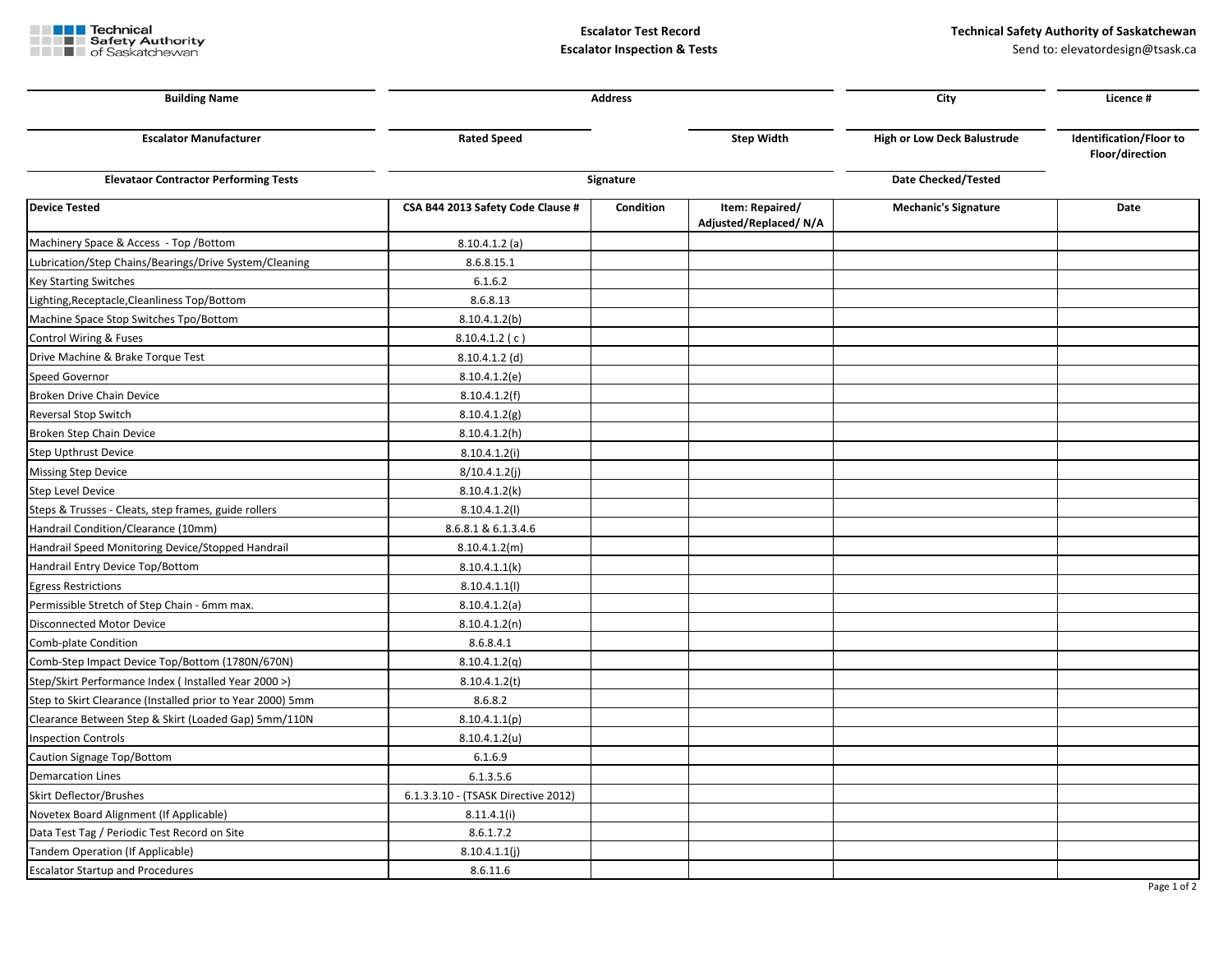Technical Safety Authority of Saskatchewan

# Escalator Test Record
## Escalator Inspection & Tests

**Technical Safety Authority of Saskatchewan**
Send to: elevatordesign@tsask.ca

| Building Name | Address | City | Licence # |
|---|---|---|---|
| | | | |

| Escalator Manufacturer | Rated Speed | Step Width | High or Low Deck Balustrude | Identification/Floor to Floor/direction |
|---|---|---|---|---|
| | | | | |

| Elevataor Contractor Performing Tests | Signature | Date Checked/Tested |
|---|---|---|
| | | |

| Device Tested | CSA B44 2013 Safety Code Clause # | Condition | Item: Repaired/ Adjusted/Replaced/ N/A | Mechanic's Signature | Date |
|---|---|---|---|---|---|
| Machinery Space & Access - Top /Bottom | 8.10.4.1.2 (a) | | | | |
| Lubrication/Step Chains/Bearings/Drive System/Cleaning | 8.6.8.15.1 | | | | |
| Key Starting Switches | 6.1.6.2 | | | | |
| Lighting,Receptacle,Cleanliness Top/Bottom | 8.6.8.13 | | | | |
| Machine Space Stop Switches Tpo/Bottom | 8.10.4.1.2(b) | | | | |
| Control Wiring & Fuses | 8.10.4.1.2 ( c ) | | | | |
| Drive Machine & Brake Torque Test | 8.10.4.1.2 (d) | | | | |
| Speed Governor | 8.10.4.1.2(e) | | | | |
| Broken Drive Chain Device | 8.10.4.1.2(f) | | | | |
| Reversal Stop Switch | 8.10.4.1.2(g) | | | | |
| Broken Step Chain Device | 8.10.4.1.2(h) | | | | |
| Step Upthrust Device | 8.10.4.1.2(i) | | | | |
| Missing Step Device | 8/10.4.1.2(j) | | | | |
| Step Level Device | 8.10.4.1.2(k) | | | | |
| Steps & Trusses - Cleats, step frames, guide rollers | 8.10.4.1.2(l) | | | | |
| Handrail Condition/Clearance (10mm) | 8.6.8.1 & 6.1.3.4.6 | | | | |
| Handrail Speed Monitoring Device/Stopped Handrail | 8.10.4.1.2(m) | | | | |
| Handrail Entry Device Top/Bottom | 8.10.4.1.1(k) | | | | |
| Egress Restrictions | 8.10.4.1.1(l) | | | | |
| Permissible Stretch of Step Chain - 6mm max. | 8.10.4.1.2(a) | | | | |
| Disconnected Motor Device | 8.10.4.1.2(n) | | | | |
| Comb-plate Condition | 8.6.8.4.1 | | | | |
| Comb-Step Impact Device Top/Bottom (1780N/670N) | 8.10.4.1.2(q) | | | | |
| Step/Skirt Performance Index ( Installed Year 2000 >) | 8.10.4.1.2(t) | | | | |
| Step to Skirt Clearance (Installed prior to Year 2000) 5mm | 8.6.8.2 | | | | |
| Clearance Between Step & Skirt (Loaded Gap) 5mm/110N | 8.10.4.1.1(p) | | | | |
| Inspection Controls | 8.10.4.1.2(u) | | | | |
| Caution Signage Top/Bottom | 6.1.6.9 | | | | |
| Demarcation Lines | 6.1.3.5.6 | | | | |
| Skirt Deflector/Brushes | 6.1.3.3.10 - (TSASK Directive 2012) | | | | |
| Novetex Board Alignment (If Applicable) | 8.11.4.1(i) | | | | |
| Data Test Tag / Periodic Test Record on Site | 8.6.1.7.2 | | | | |
| Tandem Operation (If Applicable) | 8.10.4.1.1(j) | | | | |
| Escalator Startup and Procedures | 8.6.11.6 | | | | |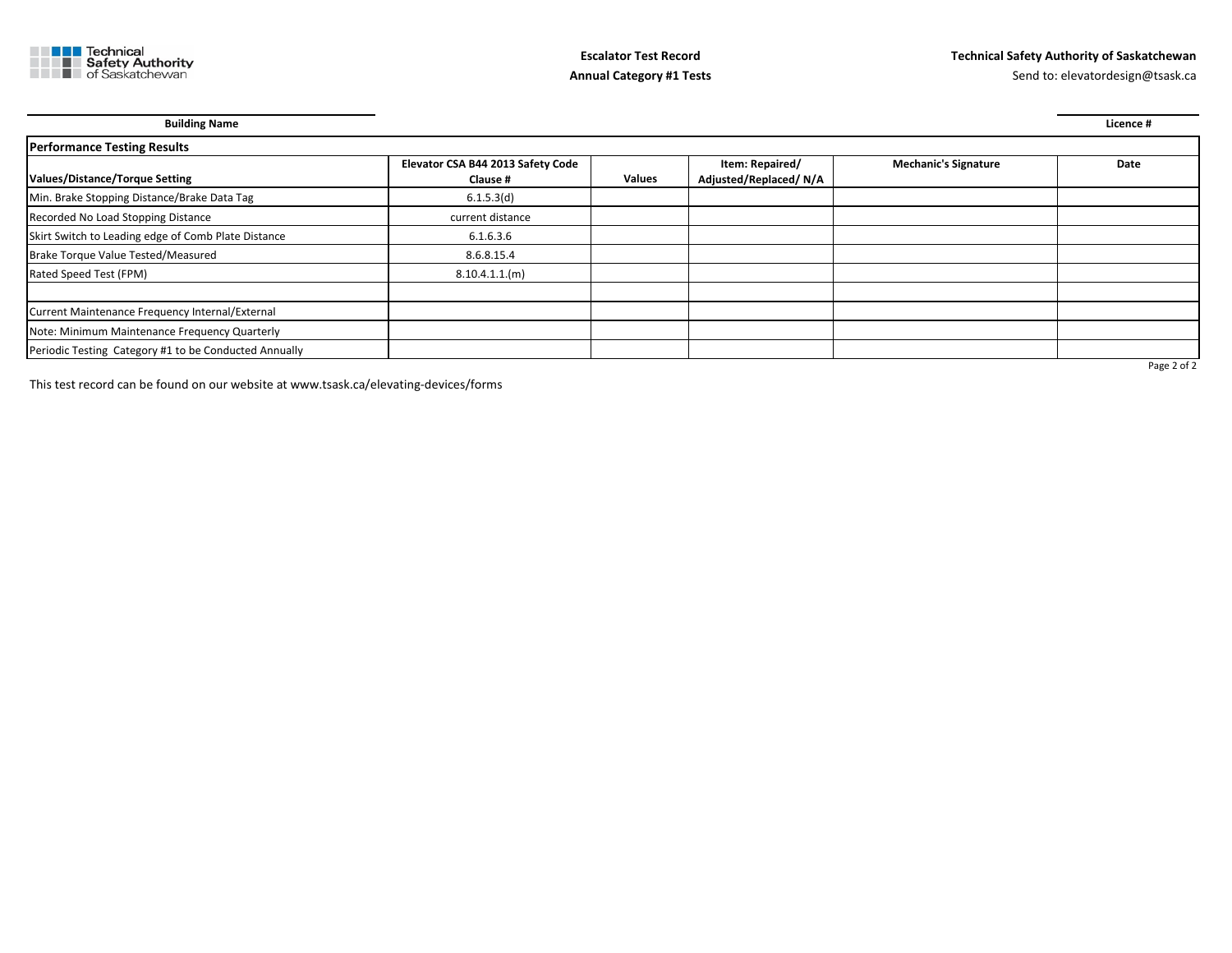Technical Safety Authority of Saskatchewan

**Escalator Test Record**

**Annual Category #1 Tests**

**Technical Safety Authority of Saskatchewan**

Send to: elevatordesign@tsask.ca

**Building Name**

**Licence #**

**Performance Testing Results**

| Values/Distance/Torque Setting | Elevator CSA B44 2013 Safety Code Clause # | Values | Item: Repaired/ Adjusted/Replaced/ N/A | Mechanic's Signature | Date |
|---|---|---|---|---|---|
| Min. Brake Stopping Distance/Brake Data Tag | 6.1.5.3(d) | | | | |
| Recorded No Load Stopping Distance | current distance | | | | |
| Skirt Switch to Leading edge of Comb Plate Distance | 6.1.6.3.6 | | | | |
| Brake Torque Value Tested/Measured | 8.6.8.15.4 | | | | |
| Rated Speed Test (FPM) | 8.10.4.1.1.(m) | | | | |
| | | | | | |
| Current Maintenance Frequency Internal/External | | | | | |
| Note: Minimum Maintenance Frequency Quarterly | | | | | |
| Periodic Testing Category #1 to be Conducted Annually | | | | | |

This test record can be found on our website at www.tsask.ca/elevating-devices/forms